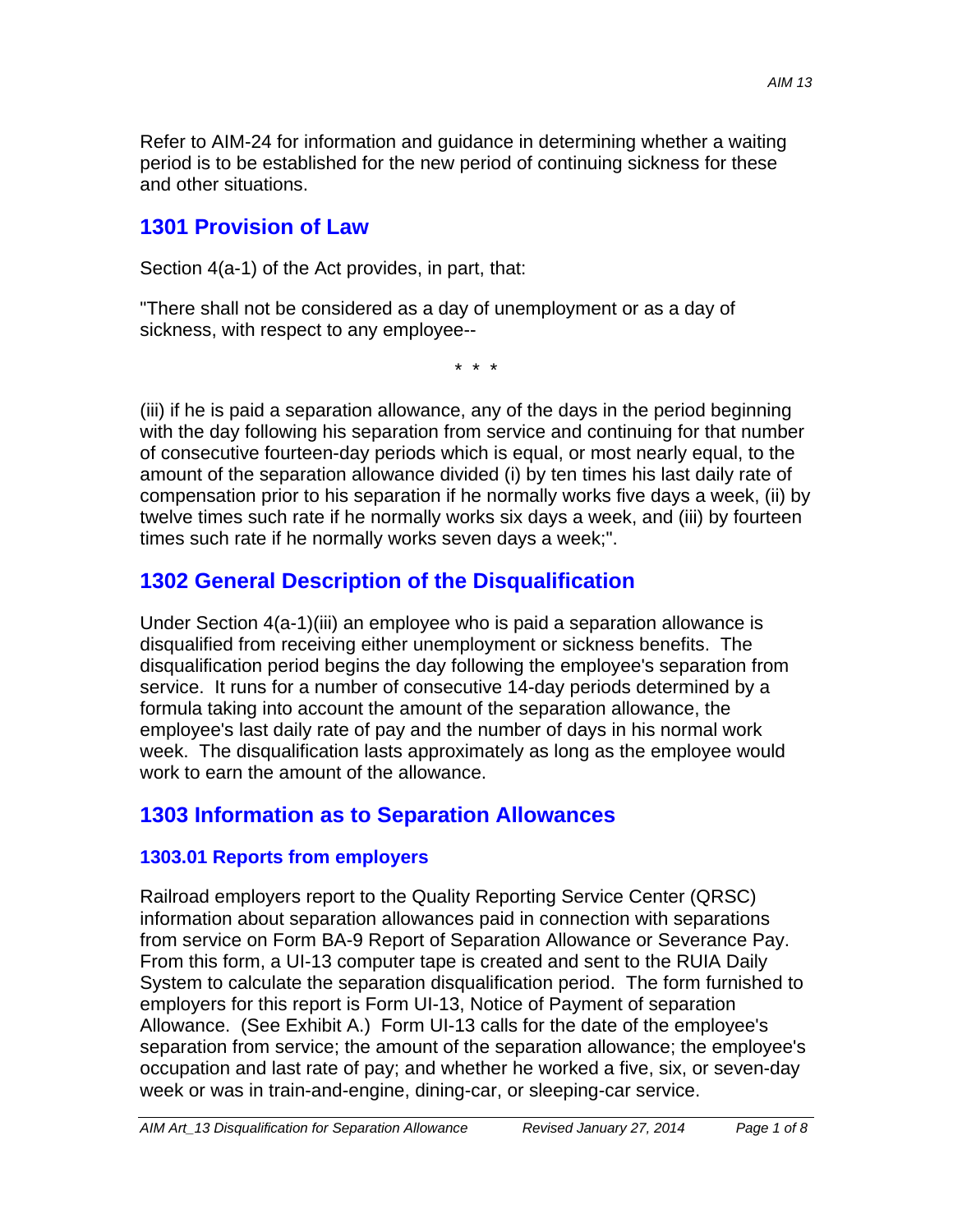Refer to AIM-24 for information and guidance in determining whether a waiting period is to be established for the new period of continuing sickness for these and other situations.

## 1301 Provision of Law

Section 4(a-1) of the Act provides, in part, that:

"There shall not be considered as a day of unemployment or as a day of sickness, with respect to any employee--

\* \* \*

(iii) if he is paid a separation allowance, any of the days in the period beginning with the day following his separation from service and continuing for that number of consecutive fourteen-day periods which is equal, or most nearly equal, to the amount of the separation allowance divided (i) by ten times his last daily rate of compensation prior to his separation if he normally works five days a week, (ii) by twelve times such rate if he normally works six days a week, and (iii) by fourteen times such rate if he normally works seven days a week;".

## 1302 General Description of the Disqualification

Under Section 4(a-1)(iii) an employee who is paid a separation allowance is disqualified from receiving either unemployment or sickness benefits. The disqualification period begins the day following the employee's separation from service. It runs for a number of consecutive 14-day periods determined by a formula taking into account the amount of the separation allowance, the employee's last daily rate of pay and the number of days in his normal work week. The disqualification lasts approximately as long as the employee would work to earn the amount of the allowance.

## 1303 Information as to Separation Allowances

### 1303.01 Reports from employers

Railroad employers report to the Quality Reporting Service Center (QRSC) information about separation allowances paid in connection with separations from service on Form BA-9 Report of Separation Allowance or Severance Pay. From this form, a UI-13 computer tape is created and sent to the RUIA Daily System to calculate the separation disqualification period. The form furnished to employers for this report is Form UI-13, Notice of Payment of separation Allowance. (See Exhibit A.) Form UI-13 calls for the date of the employee's separation from service; the amount of the separation allowance; the employee's occupation and last rate of pay; and whether he worked a five, six, or seven-day week or was in train-and-engine, dining-car, or sleeping-car service.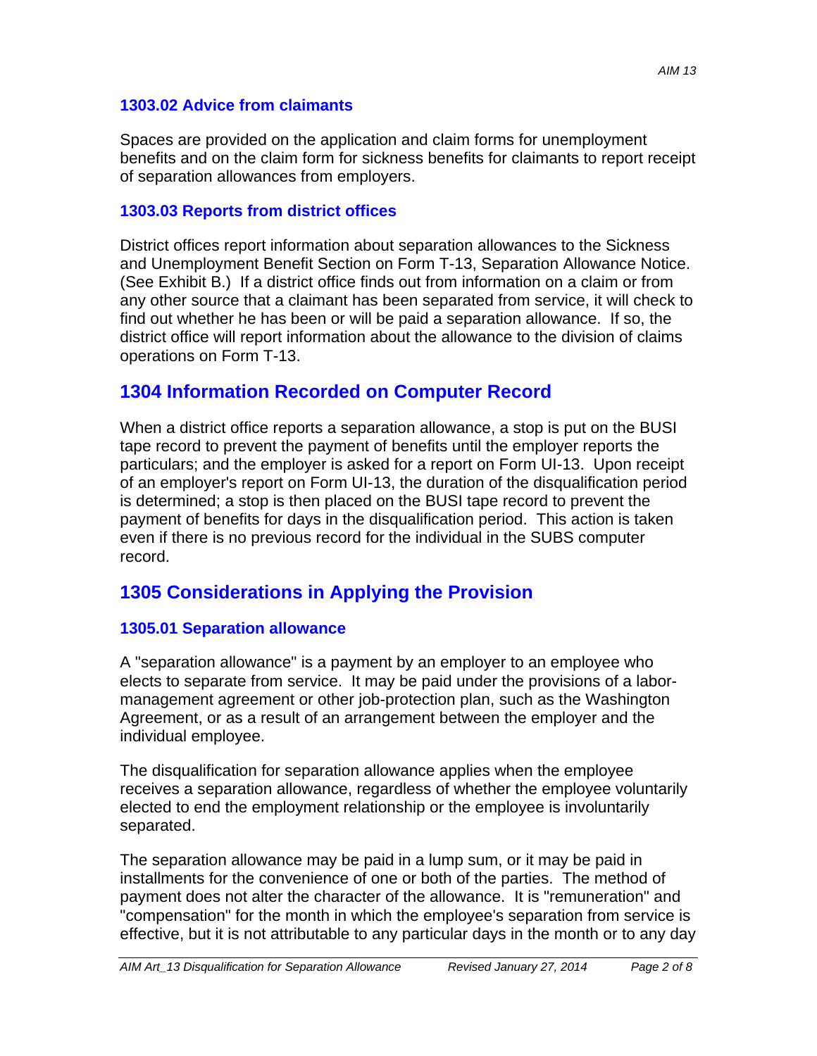### 1303.02 Advice from claimants

Spaces are provided on the application and claim forms for unemployment benefits and on the claim form for sickness benefits for claimants to report receipt of separation allowances from employers.

### 1303.03 Reports from district offices

District offices report information about separation allowances to the Sickness and Unemployment Benefit Section on Form T-13, Separation Allowance Notice. (See Exhibit B.) If a district office finds out from information on a claim or from any other source that a claimant has been separated from service, it will check to find out whether he has been or will be paid a separation allowance. If so, the district office will report information about the allowance to the division of claims operations on Form T-13.

## 1304 Information Recorded on Computer Record

When a district office reports a separation allowance, a stop is put on the BUSI tape record to prevent the payment of benefits until the employer reports the particulars; and the employer is asked for a report on Form UI-13. Upon receipt of an employer's report on Form UI-13, the duration of the disqualification period is determined; a stop is then placed on the BUSI tape record to prevent the payment of benefits for days in the disqualification period. This action is taken even if there is no previous record for the individual in the SUBS computer record.

## 1305 Considerations in Applying the Provision

### 1305.01 Separation allowance

A "separation allowance" is a payment by an employer to an employee who elects to separate from service. It may be paid under the provisions of a labor-management agreement or other job-protection plan, such as the Washington Agreement, or as a result of an arrangement between the employer and the individual employee.

The disqualification for separation allowance applies when the employee receives a separation allowance, regardless of whether the employee voluntarily elected to end the employment relationship or the employee is involuntarily separated.

The separation allowance may be paid in a lump sum, or it may be paid in installments for the convenience of one or both of the parties. The method of payment does not alter the character of the allowance. It is "remuneration" and "compensation" for the month in which the employee's separation from service is effective, but it is not attributable to any particular days in the month or to any day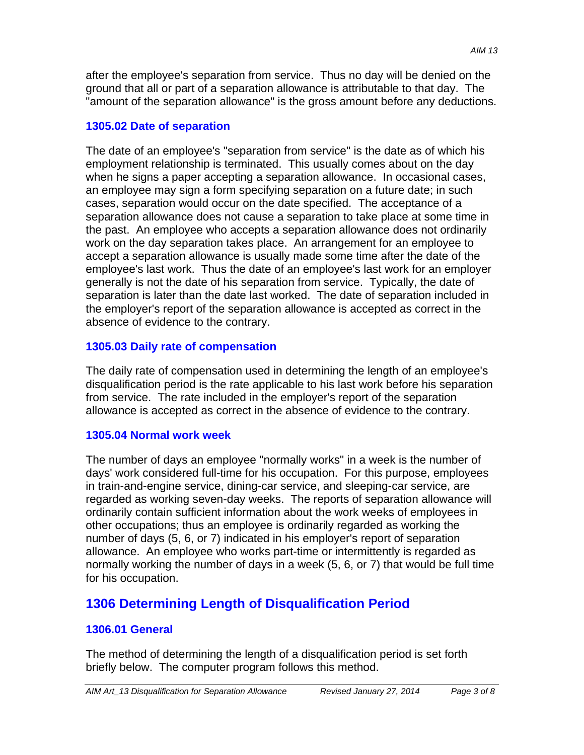after the employee's separation from service. Thus no day will be denied on the ground that all or part of a separation allowance is attributable to that day. The "amount of the separation allowance" is the gross amount before any deductions.

### 1305.02 Date of separation

The date of an employee's "separation from service" is the date as of which his employment relationship is terminated. This usually comes about on the day when he signs a paper accepting a separation allowance. In occasional cases, an employee may sign a form specifying separation on a future date; in such cases, separation would occur on the date specified. The acceptance of a separation allowance does not cause a separation to take place at some time in the past. An employee who accepts a separation allowance does not ordinarily work on the day separation takes place. An arrangement for an employee to accept a separation allowance is usually made some time after the date of the employee's last work. Thus the date of an employee's last work for an employer generally is not the date of his separation from service. Typically, the date of separation is later than the date last worked. The date of separation included in the employer's report of the separation allowance is accepted as correct in the absence of evidence to the contrary.

### 1305.03 Daily rate of compensation

The daily rate of compensation used in determining the length of an employee's disqualification period is the rate applicable to his last work before his separation from service. The rate included in the employer's report of the separation allowance is accepted as correct in the absence of evidence to the contrary.

### 1305.04 Normal work week

The number of days an employee "normally works" in a week is the number of days' work considered full-time for his occupation. For this purpose, employees in train-and-engine service, dining-car service, and sleeping-car service, are regarded as working seven-day weeks. The reports of separation allowance will ordinarily contain sufficient information about the work weeks of employees in other occupations; thus an employee is ordinarily regarded as working the number of days (5, 6, or 7) indicated in his employer's report of separation allowance. An employee who works part-time or intermittently is regarded as normally working the number of days in a week (5, 6, or 7) that would be full time for his occupation.

## 1306 Determining Length of Disqualification Period

### 1306.01 General

The method of determining the length of a disqualification period is set forth briefly below. The computer program follows this method.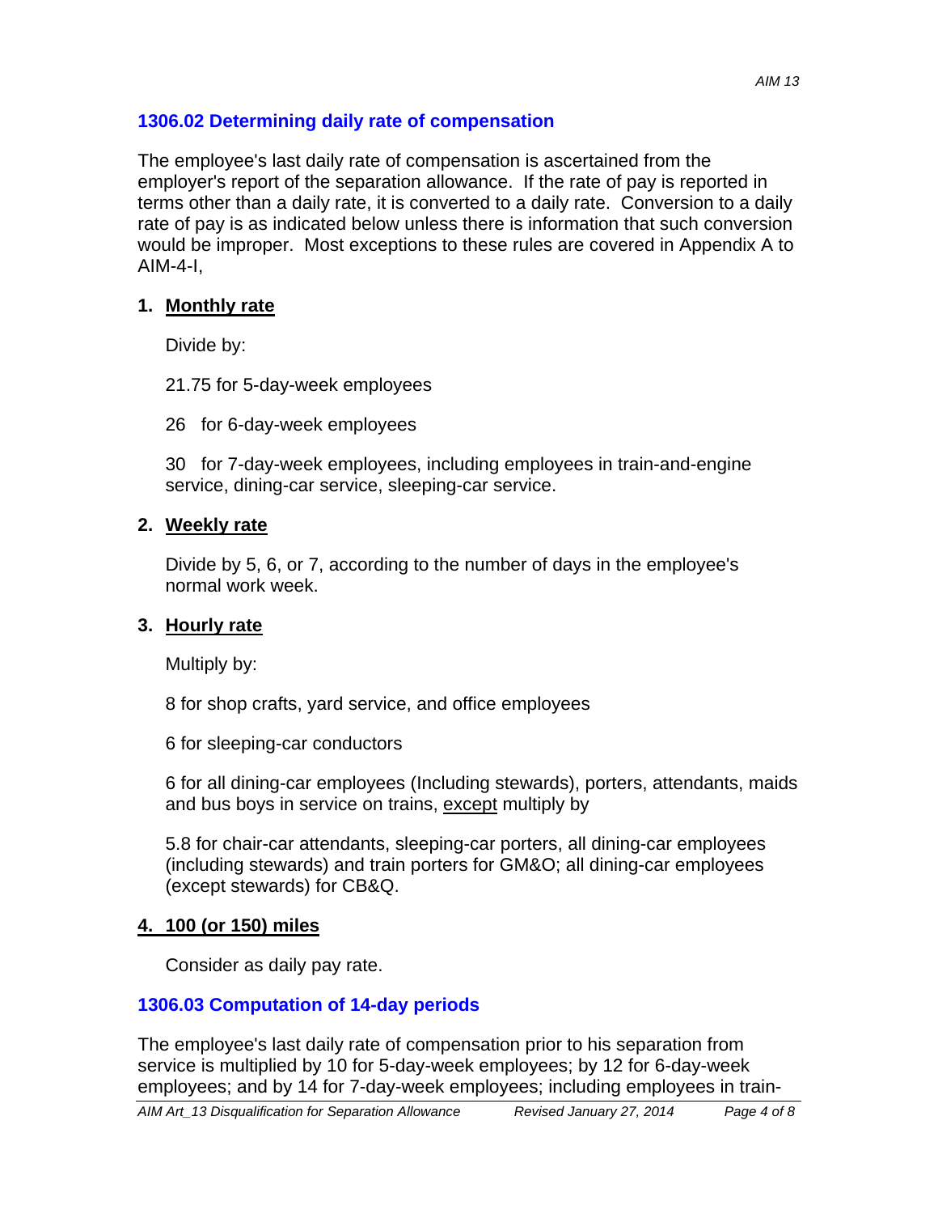## 1306.02 Determining daily rate of compensation

The employee's last daily rate of compensation is ascertained from the employer's report of the separation allowance. If the rate of pay is reported in terms other than a daily rate, it is converted to a daily rate. Conversion to a daily rate of pay is as indicated below unless there is information that such conversion would be improper. Most exceptions to these rules are covered in Appendix A to AIM-4-I,

1. **Monthly rate**

   Divide by:

   21.75 for 5-day-week employees

   26 for 6-day-week employees

   30 for 7-day-week employees, including employees in train-and-engine service, dining-car service, sleeping-car service.

2. **Weekly rate**

   Divide by 5, 6, or 7, according to the number of days in the employee's normal work week.

3. **Hourly rate**

   Multiply by:

   8 for shop crafts, yard service, and office employees

   6 for sleeping-car conductors

   6 for all dining-car employees (Including stewards), porters, attendants, maids and bus boys in service on trains, except multiply by

   5.8 for chair-car attendants, sleeping-car porters, all dining-car employees (including stewards) and train porters for GM&O; all dining-car employees (except stewards) for CB&Q.

4. **100 (or 150) miles**

   Consider as daily pay rate.

## 1306.03 Computation of 14-day periods

The employee's last daily rate of compensation prior to his separation from service is multiplied by 10 for 5-day-week employees; by 12 for 6-day-week employees; and by 14 for 7-day-week employees; including employees in train-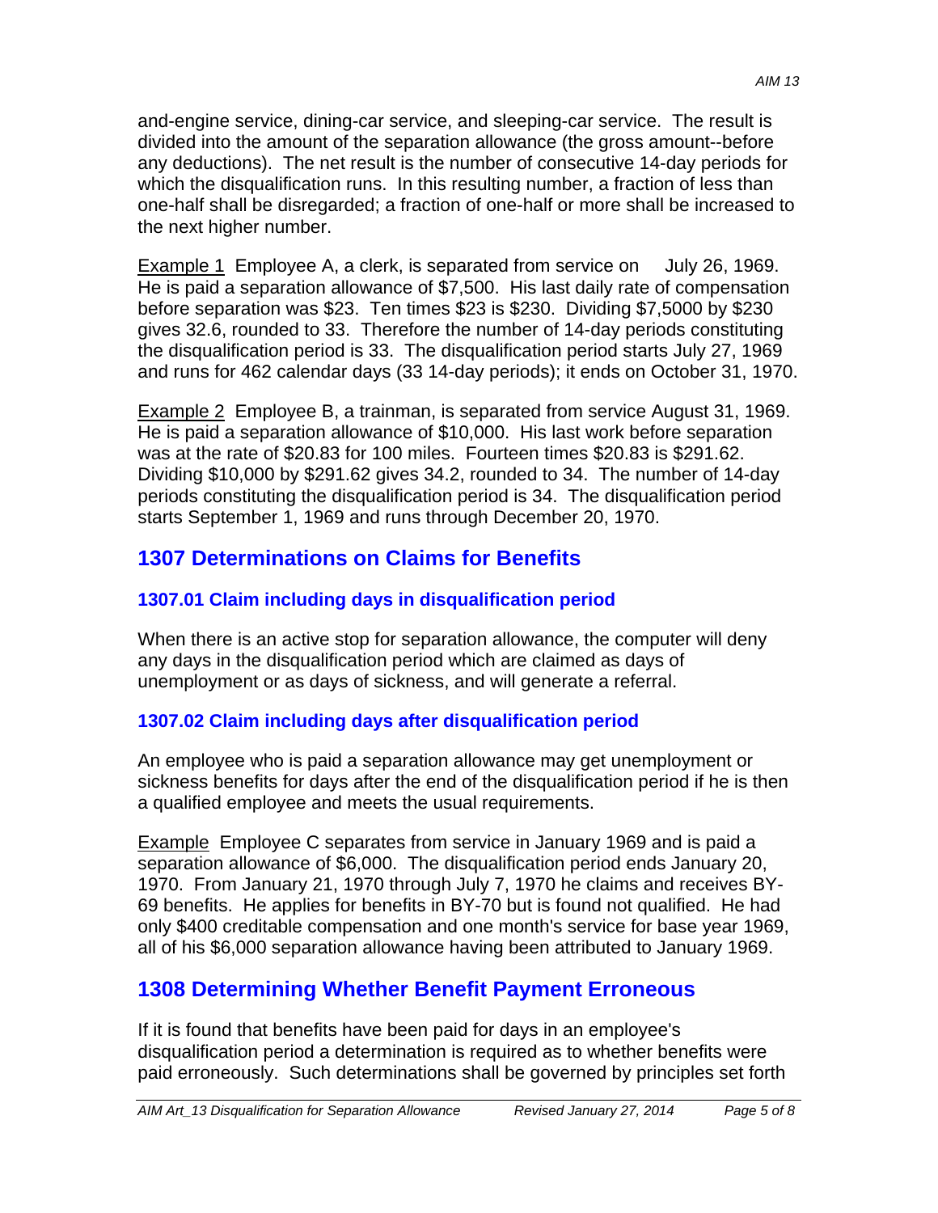and-engine service, dining-car service, and sleeping-car service. The result is divided into the amount of the separation allowance (the gross amount--before any deductions). The net result is the number of consecutive 14-day periods for which the disqualification runs. In this resulting number, a fraction of less than one-half shall be disregarded; a fraction of one-half or more shall be increased to the next higher number.

Example 1 Employee A, a clerk, is separated from service on July 26, 1969. He is paid a separation allowance of $7,500. His last daily rate of compensation before separation was $23. Ten times $23 is $230. Dividing $7,5000 by $230 gives 32.6, rounded to 33. Therefore the number of 14-day periods constituting the disqualification period is 33. The disqualification period starts July 27, 1969 and runs for 462 calendar days (33 14-day periods); it ends on October 31, 1970.

Example 2 Employee B, a trainman, is separated from service August 31, 1969. He is paid a separation allowance of $10,000. His last work before separation was at the rate of $20.83 for 100 miles. Fourteen times $20.83 is $291.62. Dividing $10,000 by $291.62 gives 34.2, rounded to 34. The number of 14-day periods constituting the disqualification period is 34. The disqualification period starts September 1, 1969 and runs through December 20, 1970.

## 1307 Determinations on Claims for Benefits

### 1307.01 Claim including days in disqualification period

When there is an active stop for separation allowance, the computer will deny any days in the disqualification period which are claimed as days of unemployment or as days of sickness, and will generate a referral.

### 1307.02 Claim including days after disqualification period

An employee who is paid a separation allowance may get unemployment or sickness benefits for days after the end of the disqualification period if he is then a qualified employee and meets the usual requirements.

Example Employee C separates from service in January 1969 and is paid a separation allowance of $6,000. The disqualification period ends January 20, 1970. From January 21, 1970 through July 7, 1970 he claims and receives BY-69 benefits. He applies for benefits in BY-70 but is found not qualified. He had only $400 creditable compensation and one month's service for base year 1969, all of his $6,000 separation allowance having been attributed to January 1969.

## 1308 Determining Whether Benefit Payment Erroneous

If it is found that benefits have been paid for days in an employee's disqualification period a determination is required as to whether benefits were paid erroneously. Such determinations shall be governed by principles set forth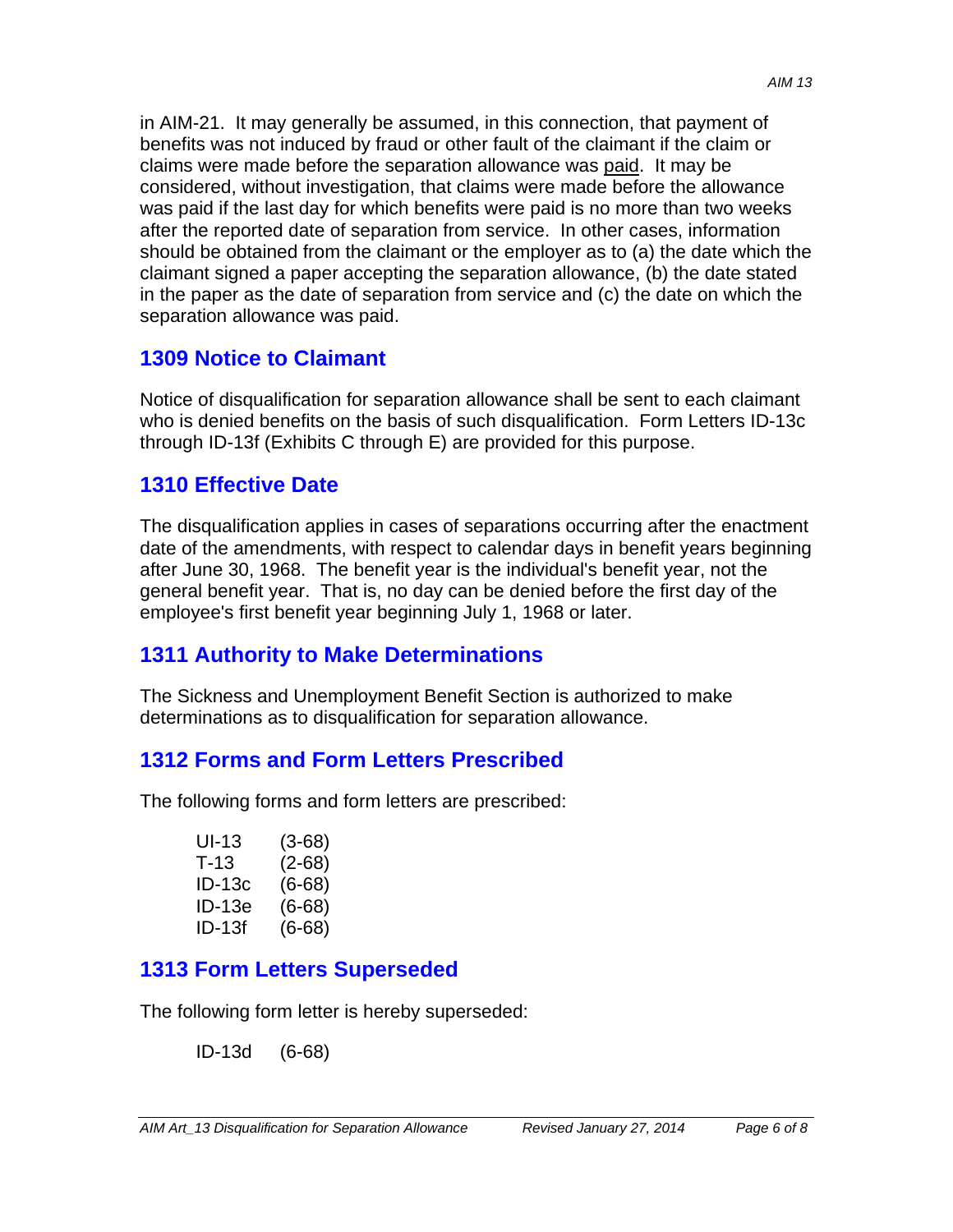in AIM-21. It may generally be assumed, in this connection, that payment of benefits was not induced by fraud or other fault of the claimant if the claim or claims were made before the separation allowance was paid. It may be considered, without investigation, that claims were made before the allowance was paid if the last day for which benefits were paid is no more than two weeks after the reported date of separation from service. In other cases, information should be obtained from the claimant or the employer as to (a) the date which the claimant signed a paper accepting the separation allowance, (b) the date stated in the paper as the date of separation from service and (c) the date on which the separation allowance was paid.

## 1309 Notice to Claimant

Notice of disqualification for separation allowance shall be sent to each claimant who is denied benefits on the basis of such disqualification. Form Letters ID-13c through ID-13f (Exhibits C through E) are provided for this purpose.

## 1310 Effective Date

The disqualification applies in cases of separations occurring after the enactment date of the amendments, with respect to calendar days in benefit years beginning after June 30, 1968. The benefit year is the individual's benefit year, not the general benefit year. That is, no day can be denied before the first day of the employee's first benefit year beginning July 1, 1968 or later.

## 1311 Authority to Make Determinations

The Sickness and Unemployment Benefit Section is authorized to make determinations as to disqualification for separation allowance.

## 1312 Forms and Form Letters Prescribed

The following forms and form letters are prescribed:

UI-13 (3-68)
T-13 (2-68)
ID-13c (6-68)
ID-13e (6-68)
ID-13f (6-68)

## 1313 Form Letters Superseded

The following form letter is hereby superseded:

ID-13d (6-68)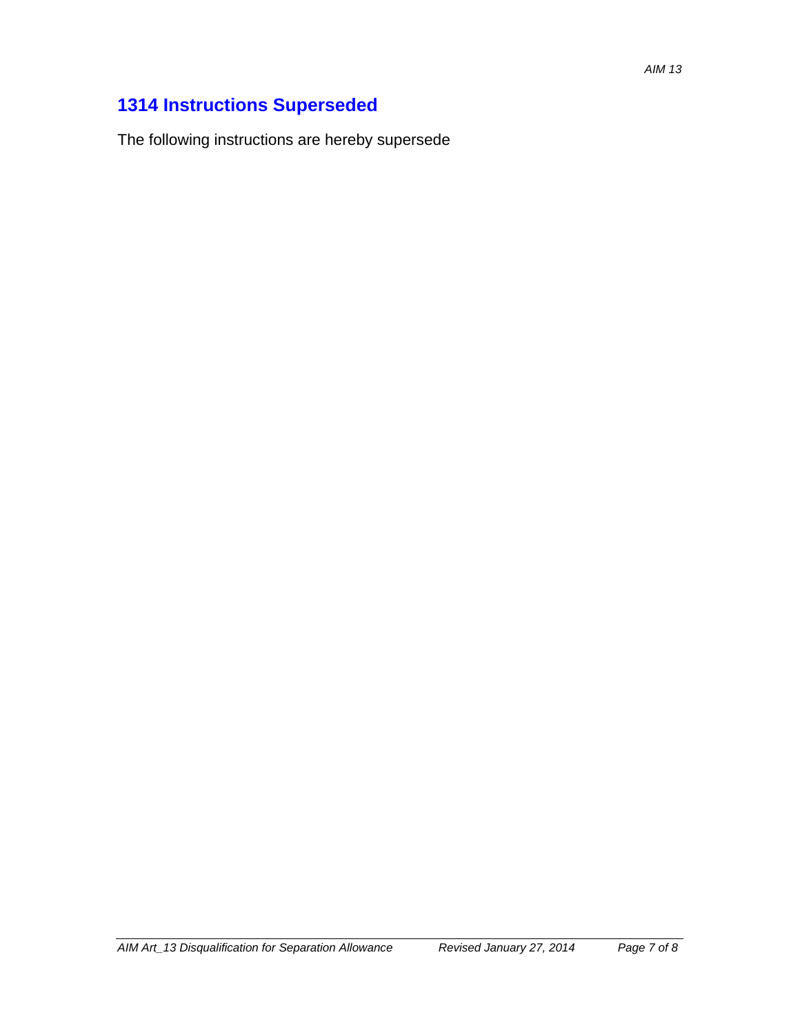## 1314 Instructions Superseded

The following instructions are hereby supersede